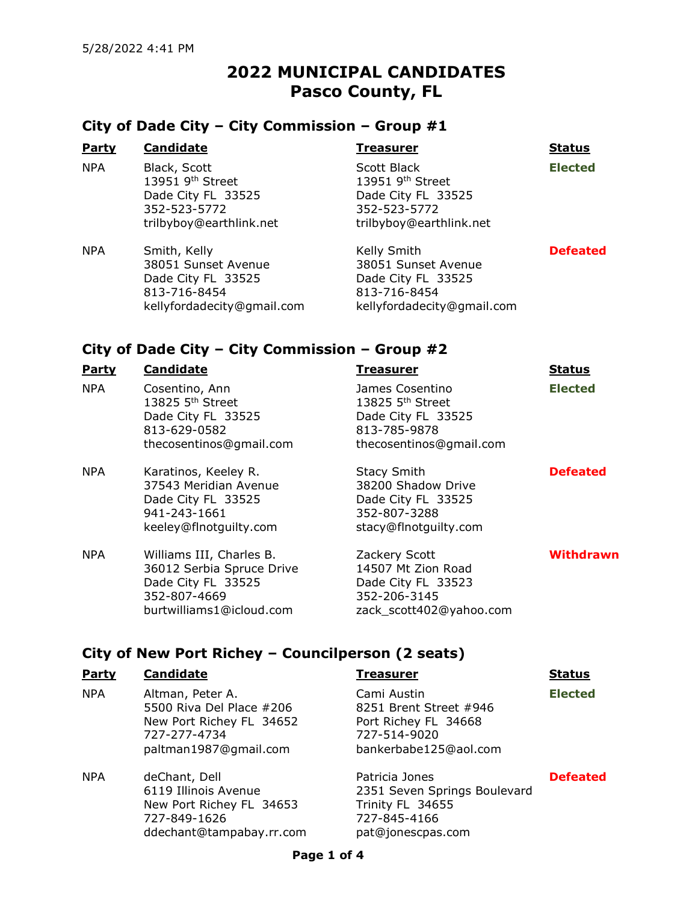5/28/2022 4:41 PM

# 2022 MUNICIPAL CANDIDATES
# Pasco County, FL

## City of Dade City – City Commission – Group #1

| Party | Candidate | Treasurer | Status |
|---|---|---|---|
| NPA | Black, Scott<br>13951 9th Street<br>Dade City FL 33525<br>352-523-5772<br>trilbyboy@earthlink.net | Scott Black<br>13951 9th Street<br>Dade City FL 33525<br>352-523-5772<br>trilbyboy@earthlink.net | **Elected** |
| NPA | Smith, Kelly<br>38051 Sunset Avenue<br>Dade City FL 33525<br>813-716-8454<br>kellyfordadecity@gmail.com | Kelly Smith<br>38051 Sunset Avenue<br>Dade City FL 33525<br>813-716-8454<br>kellyfordadecity@gmail.com | **Defeated** |

## City of Dade City – City Commission – Group #2

| Party | Candidate | Treasurer | Status |
|---|---|---|---|
| NPA | Cosentino, Ann<br>13825 5th Street<br>Dade City FL 33525<br>813-629-0582<br>thecosentinos@gmail.com | James Cosentino<br>13825 5th Street<br>Dade City FL 33525<br>813-785-9878<br>thecosentinos@gmail.com | **Elected** |
| NPA | Karatinos, Keeley R.<br>37543 Meridian Avenue<br>Dade City FL 33525<br>941-243-1661<br>keeley@flnotguilty.com | Stacy Smith<br>38200 Shadow Drive<br>Dade City FL 33525<br>352-807-3288<br>stacy@flnotguilty.com | **Defeated** |
| NPA | Williams III, Charles B.<br>36012 Serbia Spruce Drive<br>Dade City FL 33525<br>352-807-4669<br>burtwilliams1@icloud.com | Zackery Scott<br>14507 Mt Zion Road<br>Dade City FL 33523<br>352-206-3145<br>zack_scott402@yahoo.com | **Withdrawn** |

## City of New Port Richey – Councilperson (2 seats)

| Party | Candidate | Treasurer | Status |
|---|---|---|---|
| NPA | Altman, Peter A.<br>5500 Riva Del Place #206<br>New Port Richey FL 34652<br>727-277-4734<br>paltman1987@gmail.com | Cami Austin<br>8251 Brent Street #946<br>Port Richey FL 34668<br>727-514-9020<br>bankerbabe125@aol.com | **Elected** |
| NPA | deChant, Dell<br>6119 Illinois Avenue<br>New Port Richey FL 34653<br>727-849-1626<br>ddechant@tampabay.rr.com | Patricia Jones<br>2351 Seven Springs Boulevard<br>Trinity FL 34655<br>727-845-4166<br>pat@jonescpas.com | **Defeated** |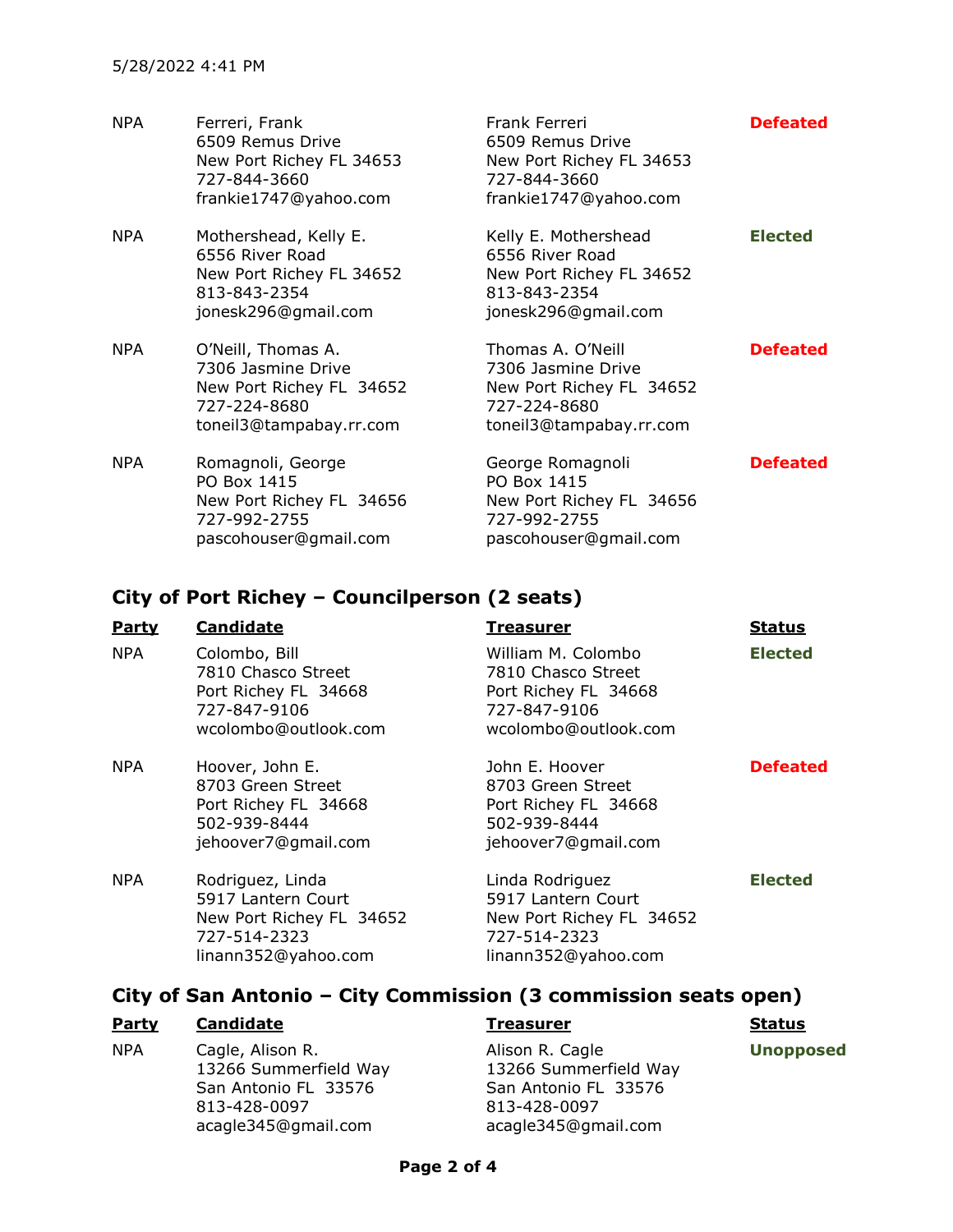| Party | Candidate | Treasurer | Status |
|---|---|---|---|
| NPA | Ferreri, Frank<br>6509 Remus Drive<br>New Port Richey FL 34653<br>727-844-3660<br>frankie1747@yahoo.com | Frank Ferreri<br>6509 Remus Drive<br>New Port Richey FL 34653<br>727-844-3660<br>frankie1747@yahoo.com | **Defeated** |
| NPA | Mothershead, Kelly E.<br>6556 River Road<br>New Port Richey FL 34652<br>813-843-2354<br>jonesk296@gmail.com | Kelly E. Mothershead<br>6556 River Road<br>New Port Richey FL 34652<br>813-843-2354<br>jonesk296@gmail.com | **Elected** |
| NPA | O'Neill, Thomas A.<br>7306 Jasmine Drive<br>New Port Richey FL 34652<br>727-224-8680<br>toneil3@tampabay.rr.com | Thomas A. O'Neill<br>7306 Jasmine Drive<br>New Port Richey FL 34652<br>727-224-8680<br>toneil3@tampabay.rr.com | **Defeated** |
| NPA | Romagnoli, George<br>PO Box 1415<br>New Port Richey FL 34656<br>727-992-2755<br>pascohouser@gmail.com | George Romagnoli<br>PO Box 1415<br>New Port Richey FL 34656<br>727-992-2755<br>pascohouser@gmail.com | **Defeated** |

## City of Port Richey – Councilperson (2 seats)

| Party | Candidate | Treasurer | Status |
|---|---|---|---|
| NPA | Colombo, Bill<br>7810 Chasco Street<br>Port Richey FL 34668<br>727-847-9106<br>wcolombo@outlook.com | William M. Colombo<br>7810 Chasco Street<br>Port Richey FL 34668<br>727-847-9106<br>wcolombo@outlook.com | **Elected** |
| NPA | Hoover, John E.<br>8703 Green Street<br>Port Richey FL 34668<br>502-939-8444<br>jehoover7@gmail.com | John E. Hoover<br>8703 Green Street<br>Port Richey FL 34668<br>502-939-8444<br>jehoover7@gmail.com | **Defeated** |
| NPA | Rodriguez, Linda<br>5917 Lantern Court<br>New Port Richey FL 34652<br>727-514-2323<br>linann352@yahoo.com | Linda Rodriguez<br>5917 Lantern Court<br>New Port Richey FL 34652<br>727-514-2323<br>linann352@yahoo.com | **Elected** |

## City of San Antonio – City Commission (3 commission seats open)

| Party | Candidate | Treasurer | Status |
|---|---|---|---|
| NPA | Cagle, Alison R.<br>13266 Summerfield Way<br>San Antonio FL 33576<br>813-428-0097<br>acagle345@gmail.com | Alison R. Cagle<br>13266 Summerfield Way<br>San Antonio FL 33576<br>813-428-0097<br>acagle345@gmail.com | **Unopposed** |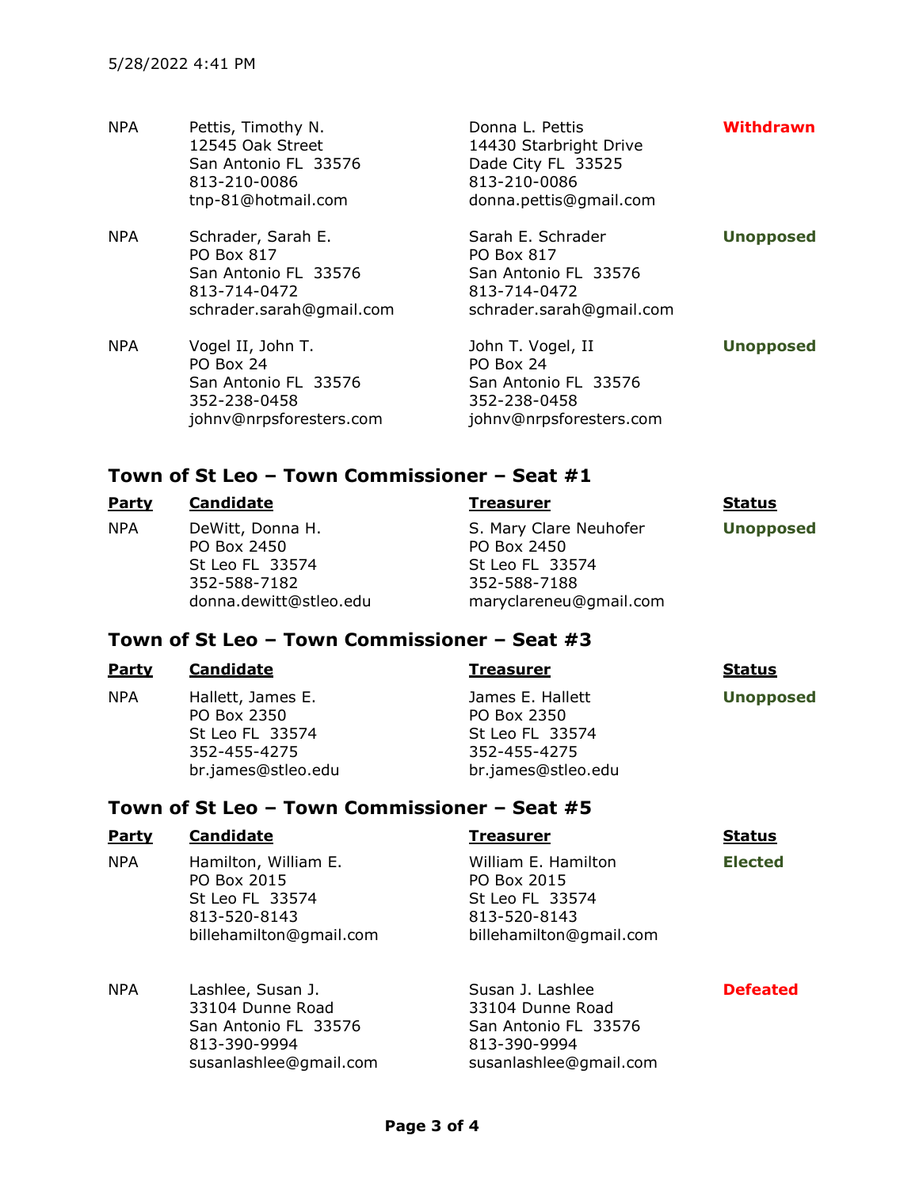| Party | Candidate | Treasurer | Status |
| --- | --- | --- | --- |
| NPA | Pettis, Timothy N.<br>12545 Oak Street<br>San Antonio FL 33576<br>813-210-0086<br>tnp-81@hotmail.com | Donna L. Pettis<br>14430 Starbright Drive<br>Dade City FL 33525<br>813-210-0086<br>donna.pettis@gmail.com | **Withdrawn** |
| NPA | Schrader, Sarah E.<br>PO Box 817<br>San Antonio FL 33576<br>813-714-0472<br>schrader.sarah@gmail.com | Sarah E. Schrader<br>PO Box 817<br>San Antonio FL 33576<br>813-714-0472<br>schrader.sarah@gmail.com | **Unopposed** |
| NPA | Vogel II, John T.<br>PO Box 24<br>San Antonio FL 33576<br>352-238-0458<br>johnv@nrpsforesters.com | John T. Vogel, II<br>PO Box 24<br>San Antonio FL 33576<br>352-238-0458<br>johnv@nrpsforesters.com | **Unopposed** |

## Town of St Leo – Town Commissioner – Seat #1

| Party | Candidate | Treasurer | Status |
| --- | --- | --- | --- |
| NPA | DeWitt, Donna H.<br>PO Box 2450<br>St Leo FL 33574<br>352-588-7182<br>donna.dewitt@stleo.edu | S. Mary Clare Neuhofer<br>PO Box 2450<br>St Leo FL 33574<br>352-588-7188<br>maryclareneu@gmail.com | **Unopposed** |

## Town of St Leo – Town Commissioner – Seat #3

| Party | Candidate | Treasurer | Status |
| --- | --- | --- | --- |
| NPA | Hallett, James E.<br>PO Box 2350<br>St Leo FL 33574<br>352-455-4275<br>br.james@stleo.edu | James E. Hallett<br>PO Box 2350<br>St Leo FL 33574<br>352-455-4275<br>br.james@stleo.edu | **Unopposed** |

## Town of St Leo – Town Commissioner – Seat #5

| Party | Candidate | Treasurer | Status |
| --- | --- | --- | --- |
| NPA | Hamilton, William E.<br>PO Box 2015<br>St Leo FL 33574<br>813-520-8143<br>billehamilton@gmail.com | William E. Hamilton<br>PO Box 2015<br>St Leo FL 33574<br>813-520-8143<br>billehamilton@gmail.com | **Elected** |
| NPA | Lashlee, Susan J.<br>33104 Dunne Road<br>San Antonio FL 33576<br>813-390-9994<br>susanlashlee@gmail.com | Susan J. Lashlee<br>33104 Dunne Road<br>San Antonio FL 33576<br>813-390-9994<br>susanlashlee@gmail.com | **Defeated** |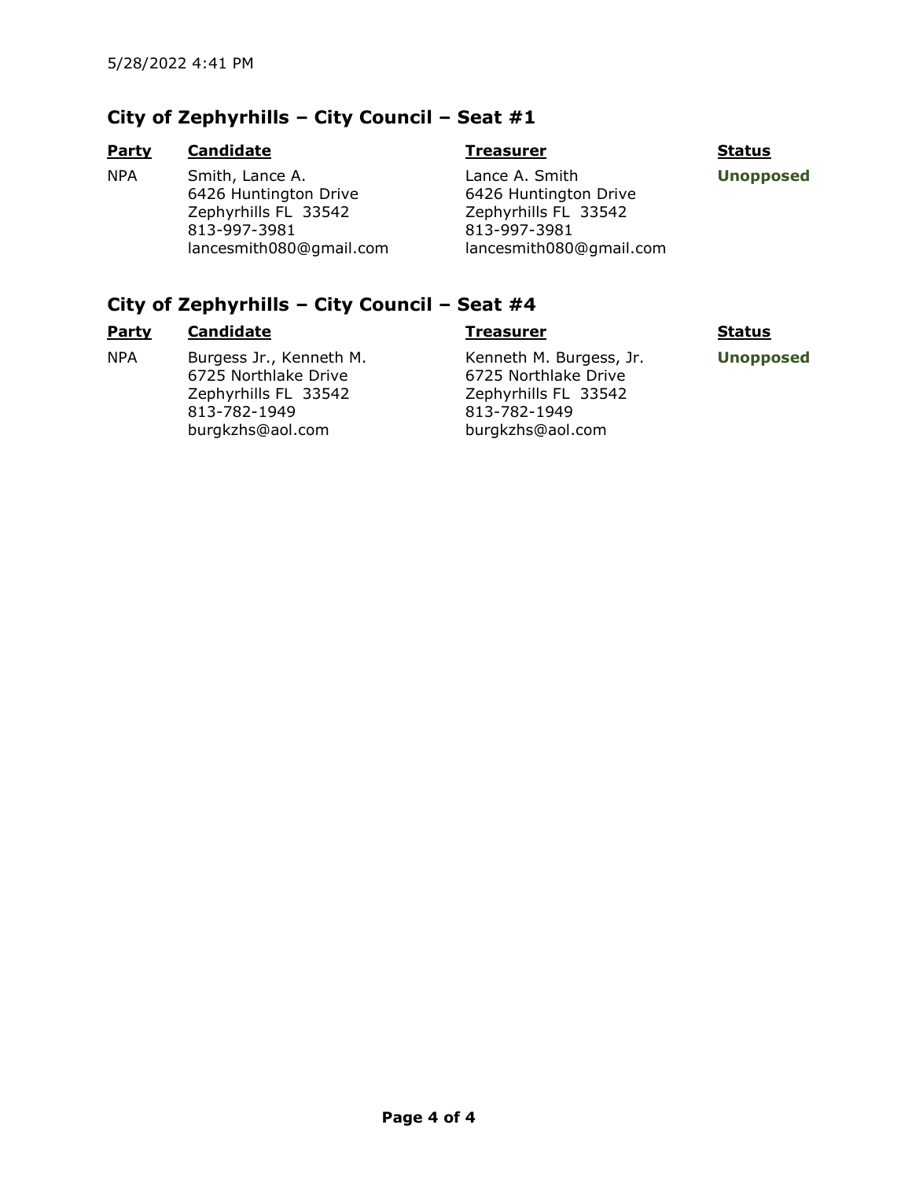5/28/2022 4:41 PM

## City of Zephyrhills – City Council – Seat #1

| Party | Candidate | Treasurer | Status |
|---|---|---|---|
| NPA | Smith, Lance A.<br>6426 Huntington Drive<br>Zephyrhills FL 33542<br>813-997-3981<br>lancesmith080@gmail.com | Lance A. Smith<br>6426 Huntington Drive<br>Zephyrhills FL 33542<br>813-997-3981<br>lancesmith080@gmail.com | **Unopposed** |

## City of Zephyrhills – City Council – Seat #4

| Party | Candidate | Treasurer | Status |
|---|---|---|---|
| NPA | Burgess Jr., Kenneth M.<br>6725 Northlake Drive<br>Zephyrhills FL 33542<br>813-782-1949<br>burgkzhs@aol.com | Kenneth M. Burgess, Jr.<br>6725 Northlake Drive<br>Zephyrhills FL 33542<br>813-782-1949<br>burgkzhs@aol.com | **Unopposed** |